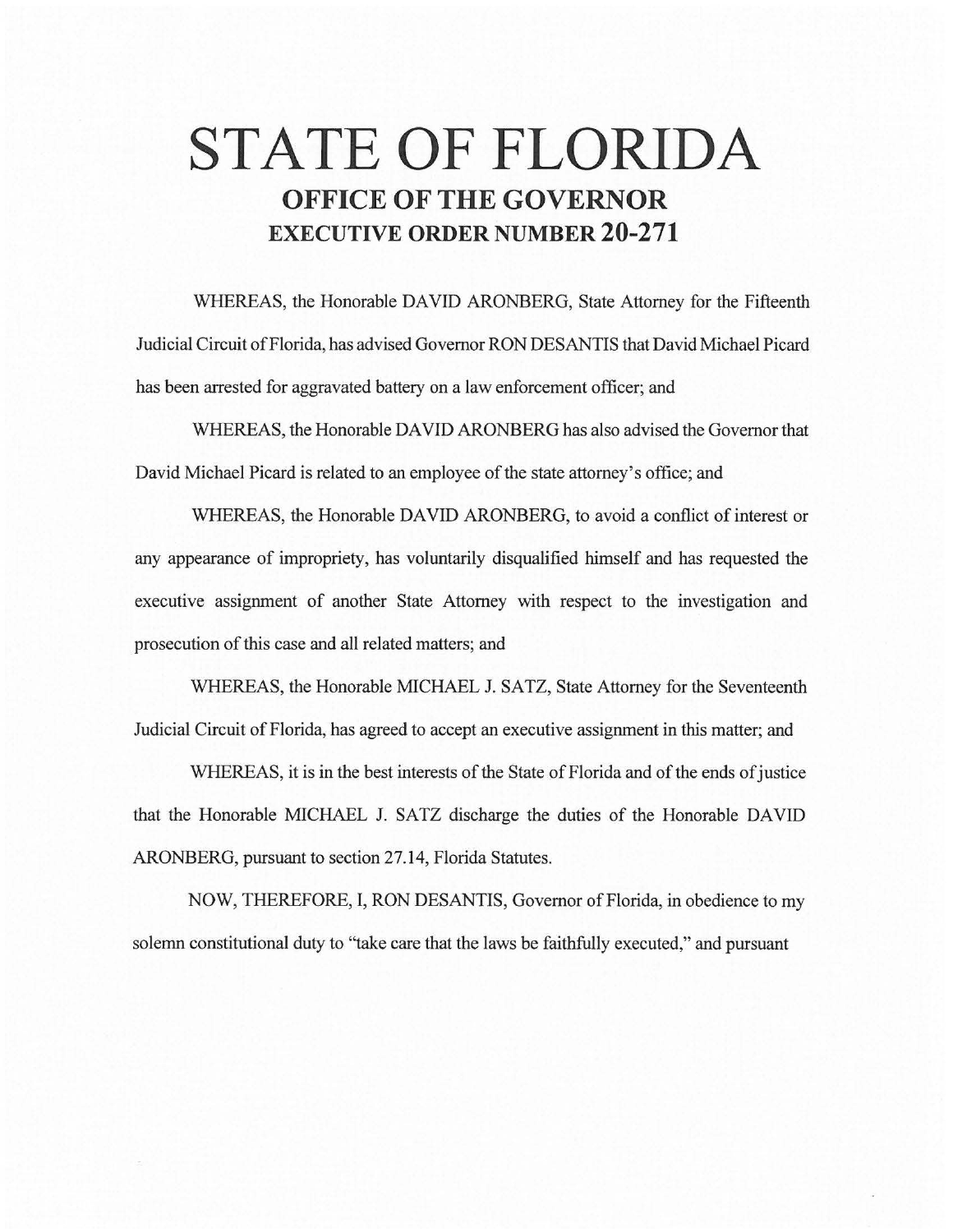# STATE OF FLORIDA

## OFFICE OF THE GOVERNOR

## EXECUTIVE ORDER NUMBER 20-271

WHEREAS, the Honorable DAVID ARONBERG, State Attorney for the Fifteenth Judicial Circuit of Florida, has advised Governor RON DESANTIS that David Michael Picard has been arrested for aggravated battery on a law enforcement officer; and

WHEREAS, the Honorable DAVID ARONBERG has also advised the Governor that David Michael Picard is related to an employee of the state attorney's office; and

WHEREAS, the Honorable DAVID ARONBERG, to avoid a conflict of interest or any appearance of impropriety, has voluntarily disqualified himself and has requested the executive assignment of another State Attorney with respect to the investigation and prosecution of this case and all related matters; and

WHEREAS, the Honorable MICHAEL J. SATZ, State Attorney for the Seventeenth Judicial Circuit of Florida, has agreed to accept an executive assignment in this matter; and

WHEREAS, it is in the best interests of the State of Florida and of the ends of justice that the Honorable MICHAEL J. SATZ discharge the duties of the Honorable DAVID ARONBERG, pursuant to section 27.14, Florida Statutes.

NOW, THEREFORE, I, RON DESANTIS, Governor of Florida, in obedience to my solemn constitutional duty to "take care that the laws be faithfully executed," and pursuant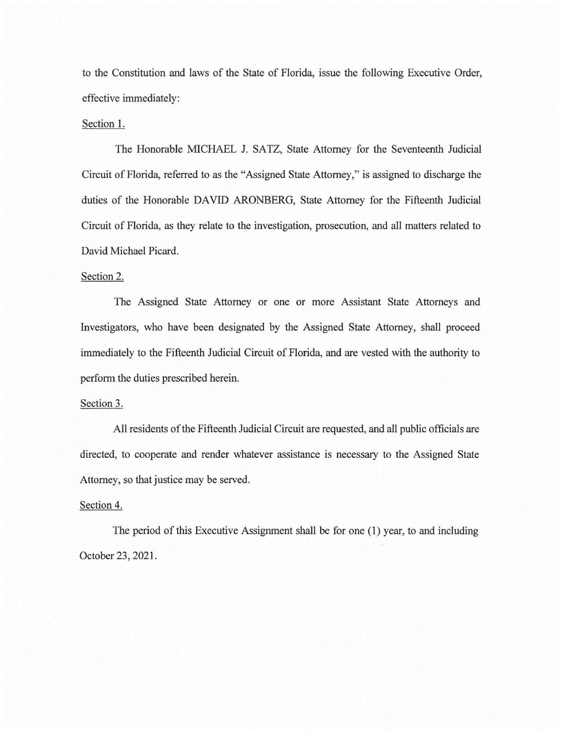to the Constitution and laws of the State of Florida, issue the following Executive Order, effective immediately:

Section 1.

The Honorable MICHAEL J. SATZ, State Attorney for the Seventeenth Judicial Circuit of Florida, referred to as the "Assigned State Attorney," is assigned to discharge the duties of the Honorable DAVID ARONBERG, State Attorney for the Fifteenth Judicial Circuit of Florida, as they relate to the investigation, prosecution, and all matters related to David Michael Picard.

Section 2.

The Assigned State Attorney or one or more Assistant State Attorneys and Investigators, who have been designated by the Assigned State Attorney, shall proceed immediately to the Fifteenth Judicial Circuit of Florida, and are vested with the authority to perform the duties prescribed herein.

Section 3.

All residents of the Fifteenth Judicial Circuit are requested, and all public officials are directed, to cooperate and render whatever assistance is necessary to the Assigned State Attorney, so that justice may be served.

Section 4.

The period of this Executive Assignment shall be for one (1) year, to and including October 23, 2021.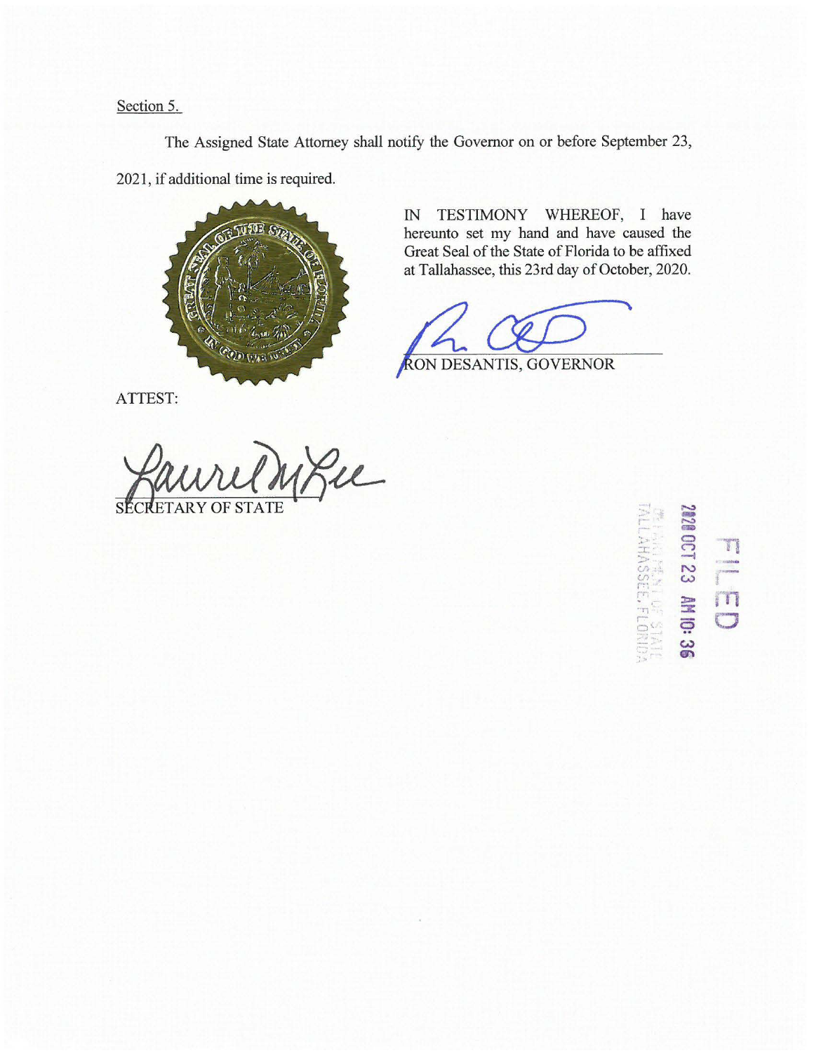Section 5.

The Assigned State Attorney shall notify the Governor on or before September 23, 2021, if additional time is required.

IN TESTIMONY WHEREOF, I have hereunto set my hand and have caused the Great Seal of the State of Florida to be affixed at Tallahassee, this 23rd day of October, 2020.

RON DESANTIS, GOVERNOR

ATTEST:

SECRETARY OF STATE

FILED

2020 OCT 23 AM 10: 36

DEPARTMENT OF STATE
TALLAHASSEE, FLORIDA